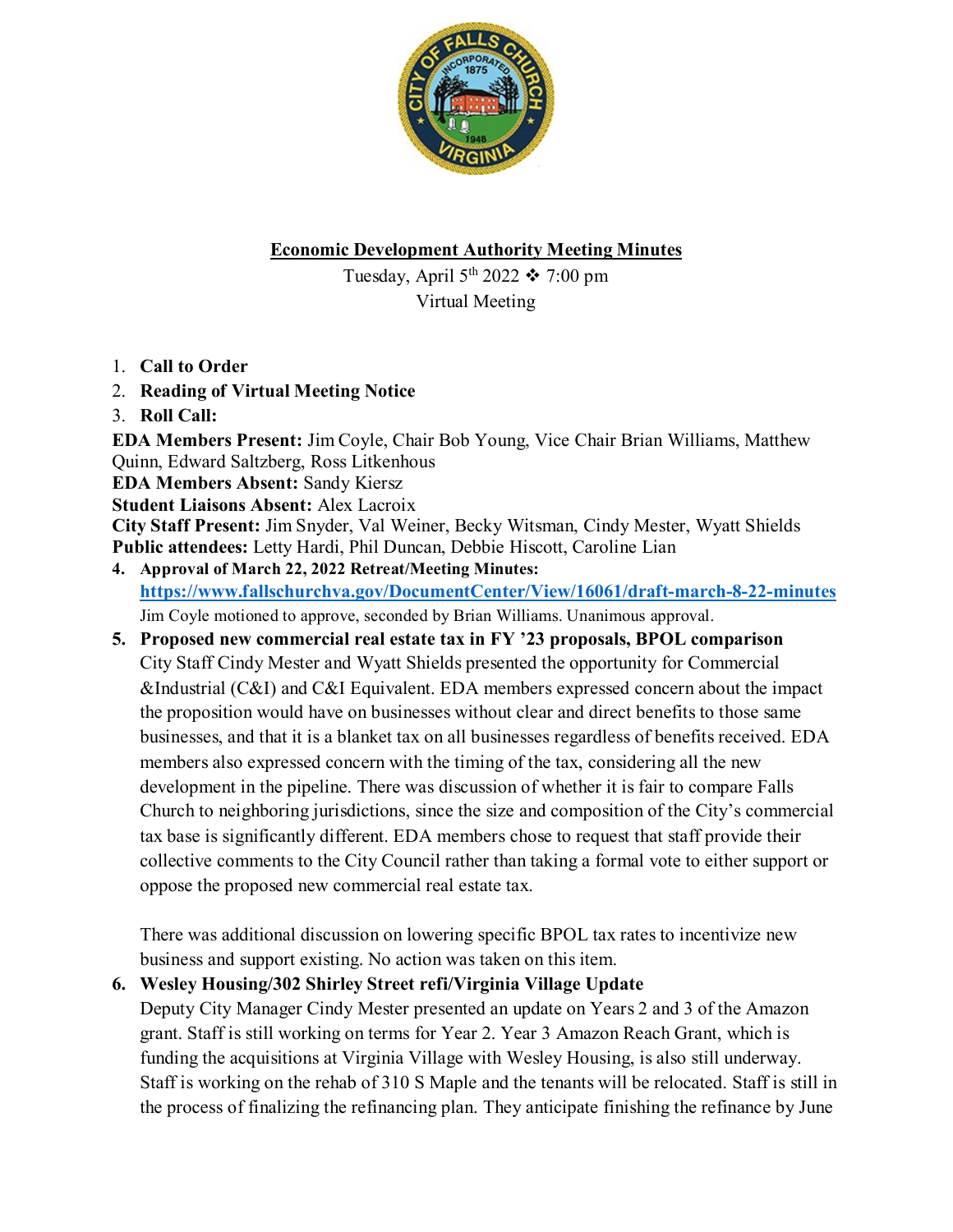# Economic Development Authority Meeting Minutes

Tuesday, April 5th 2022 ❖ 7:00 pm
Virtual Meeting

1. **Call to Order**
2. **Reading of Virtual Meeting Notice**
3. **Roll Call:**

**EDA Members Present:** Jim Coyle, Chair Bob Young, Vice Chair Brian Williams, Matthew Quinn, Edward Saltzberg, Ross Litkenhous
**EDA Members Absent:** Sandy Kiersz
**Student Liaisons Absent:** Alex Lacroix
**City Staff Present:** Jim Snyder, Val Weiner, Becky Witsman, Cindy Mester, Wyatt Shields
**Public attendees:** Letty Hardi, Phil Duncan, Debbie Hiscott, Caroline Lian

4. **Approval of March 22, 2022 Retreat/Meeting Minutes:** [https://www.fallschurchva.gov/DocumentCenter/View/16061/draft-march-8-22-minutes](https://www.fallschurchva.gov/DocumentCenter/View/16061/draft-march-8-22-minutes)
   Jim Coyle motioned to approve, seconded by Brian Williams. Unanimous approval.

5. **Proposed new commercial real estate tax in FY '23 proposals, BPOL comparison**
   City Staff Cindy Mester and Wyatt Shields presented the opportunity for Commercial &Industrial (C&I) and C&I Equivalent. EDA members expressed concern about the impact the proposition would have on businesses without clear and direct benefits to those same businesses, and that it is a blanket tax on all businesses regardless of benefits received. EDA members also expressed concern with the timing of the tax, considering all the new development in the pipeline. There was discussion of whether it is fair to compare Falls Church to neighboring jurisdictions, since the size and composition of the City's commercial tax base is significantly different. EDA members chose to request that staff provide their collective comments to the City Council rather than taking a formal vote to either support or oppose the proposed new commercial real estate tax.

   There was additional discussion on lowering specific BPOL tax rates to incentivize new business and support existing. No action was taken on this item.

6. **Wesley Housing/302 Shirley Street refi/Virginia Village Update**
   Deputy City Manager Cindy Mester presented an update on Years 2 and 3 of the Amazon grant. Staff is still working on terms for Year 2. Year 3 Amazon Reach Grant, which is funding the acquisitions at Virginia Village with Wesley Housing, is also still underway. Staff is working on the rehab of 310 S Maple and the tenants will be relocated. Staff is still in the process of finalizing the refinancing plan. They anticipate finishing the refinance by June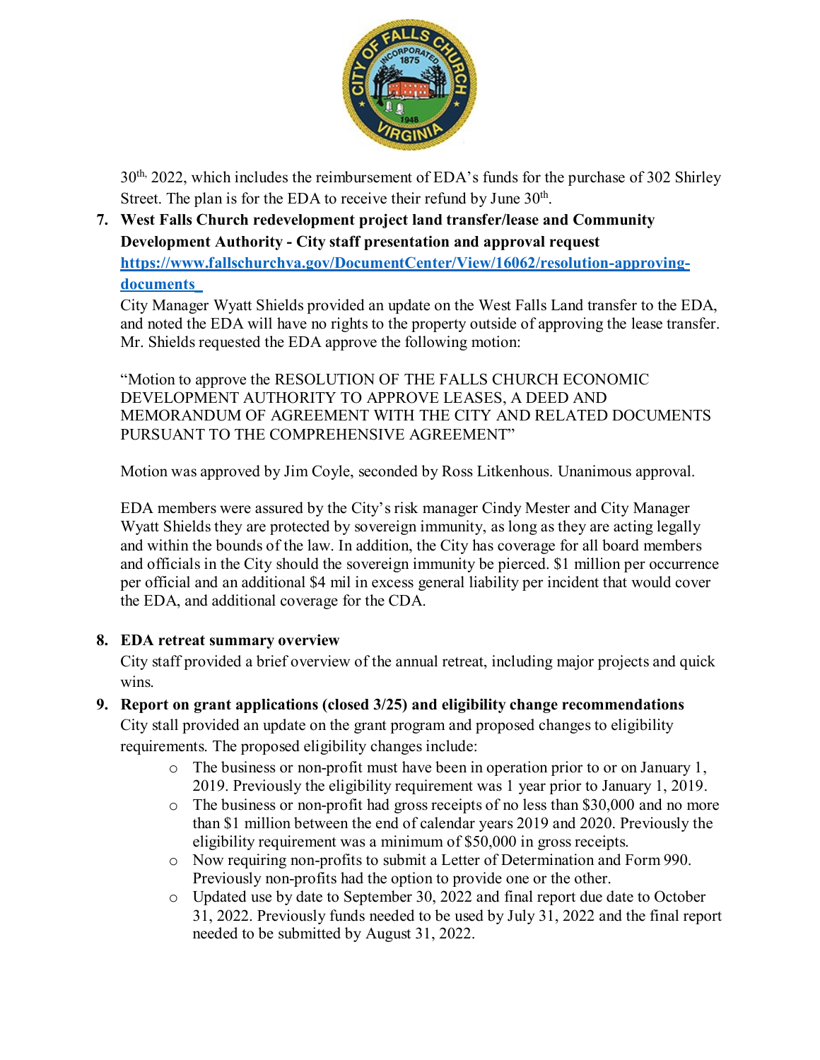30th, 2022, which includes the reimbursement of EDA's funds for the purchase of 302 Shirley Street. The plan is for the EDA to receive their refund by June 30th.

7. **West Falls Church redevelopment project land transfer/lease and Community Development Authority - City staff presentation and approval request**
   [https://www.fallschurchva.gov/DocumentCenter/View/16062/resolution-approving-documents_](https://www.fallschurchva.gov/DocumentCenter/View/16062/resolution-approving-documents_)

   City Manager Wyatt Shields provided an update on the West Falls Land transfer to the EDA, and noted the EDA will have no rights to the property outside of approving the lease transfer. Mr. Shields requested the EDA approve the following motion:

   "Motion to approve the RESOLUTION OF THE FALLS CHURCH ECONOMIC DEVELOPMENT AUTHORITY TO APPROVE LEASES, A DEED AND MEMORANDUM OF AGREEMENT WITH THE CITY AND RELATED DOCUMENTS PURSUANT TO THE COMPREHENSIVE AGREEMENT"

   Motion was approved by Jim Coyle, seconded by Ross Litkenhous. Unanimous approval.

   EDA members were assured by the City's risk manager Cindy Mester and City Manager Wyatt Shields they are protected by sovereign immunity, as long as they are acting legally and within the bounds of the law. In addition, the City has coverage for all board members and officials in the City should the sovereign immunity be pierced. $1 million per occurrence per official and an additional $4 mil in excess general liability per incident that would cover the EDA, and additional coverage for the CDA.

8. **EDA retreat summary overview**
   City staff provided a brief overview of the annual retreat, including major projects and quick wins.

9. **Report on grant applications (closed 3/25) and eligibility change recommendations**
   City stall provided an update on the grant program and proposed changes to eligibility requirements. The proposed eligibility changes include:
   - The business or non-profit must have been in operation prior to or on January 1, 2019. Previously the eligibility requirement was 1 year prior to January 1, 2019.
   - The business or non-profit had gross receipts of no less than $30,000 and no more than $1 million between the end of calendar years 2019 and 2020. Previously the eligibility requirement was a minimum of $50,000 in gross receipts.
   - Now requiring non-profits to submit a Letter of Determination and Form 990. Previously non-profits had the option to provide one or the other.
   - Updated use by date to September 30, 2022 and final report due date to October 31, 2022. Previously funds needed to be used by July 31, 2022 and the final report needed to be submitted by August 31, 2022.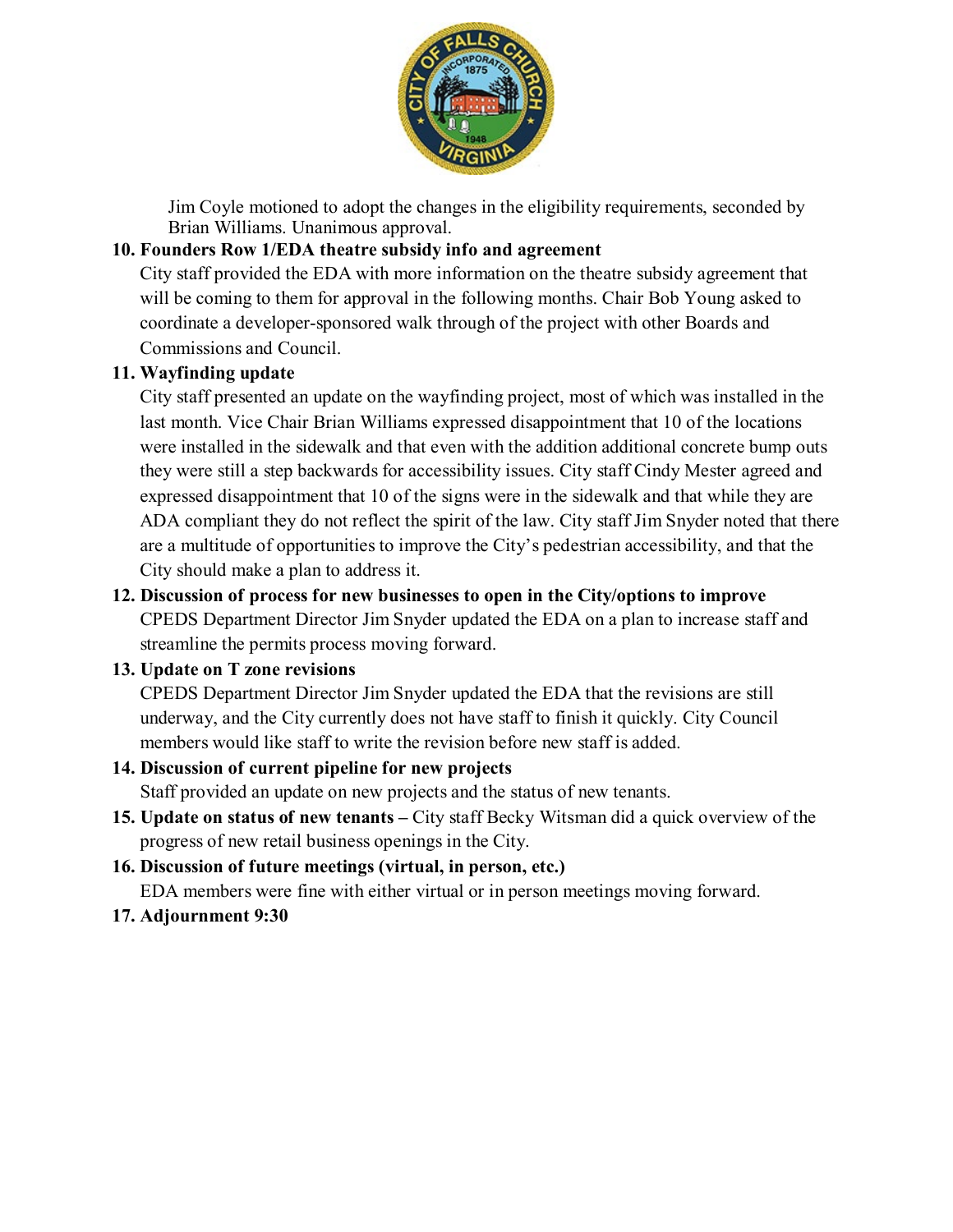Jim Coyle motioned to adopt the changes in the eligibility requirements, seconded by Brian Williams. Unanimous approval.

10. **Founders Row 1/EDA theatre subsidy info and agreement**
    City staff provided the EDA with more information on the theatre subsidy agreement that will be coming to them for approval in the following months. Chair Bob Young asked to coordinate a developer-sponsored walk through of the project with other Boards and Commissions and Council.
11. **Wayfinding update**
    City staff presented an update on the wayfinding project, most of which was installed in the last month. Vice Chair Brian Williams expressed disappointment that 10 of the locations were installed in the sidewalk and that even with the addition additional concrete bump outs they were still a step backwards for accessibility issues. City staff Cindy Mester agreed and expressed disappointment that 10 of the signs were in the sidewalk and that while they are ADA compliant they do not reflect the spirit of the law. City staff Jim Snyder noted that there are a multitude of opportunities to improve the City's pedestrian accessibility, and that the City should make a plan to address it.
12. **Discussion of process for new businesses to open in the City/options to improve**
    CPEDS Department Director Jim Snyder updated the EDA on a plan to increase staff and streamline the permits process moving forward.
13. **Update on T zone revisions**
    CPEDS Department Director Jim Snyder updated the EDA that the revisions are still underway, and the City currently does not have staff to finish it quickly. City Council members would like staff to write the revision before new staff is added.
14. **Discussion of current pipeline for new projects**
    Staff provided an update on new projects and the status of new tenants.
15. **Update on status of new tenants –** City staff Becky Witsman did a quick overview of the progress of new retail business openings in the City.
16. **Discussion of future meetings (virtual, in person, etc.)**
    EDA members were fine with either virtual or in person meetings moving forward.
17. **Adjournment 9:30**